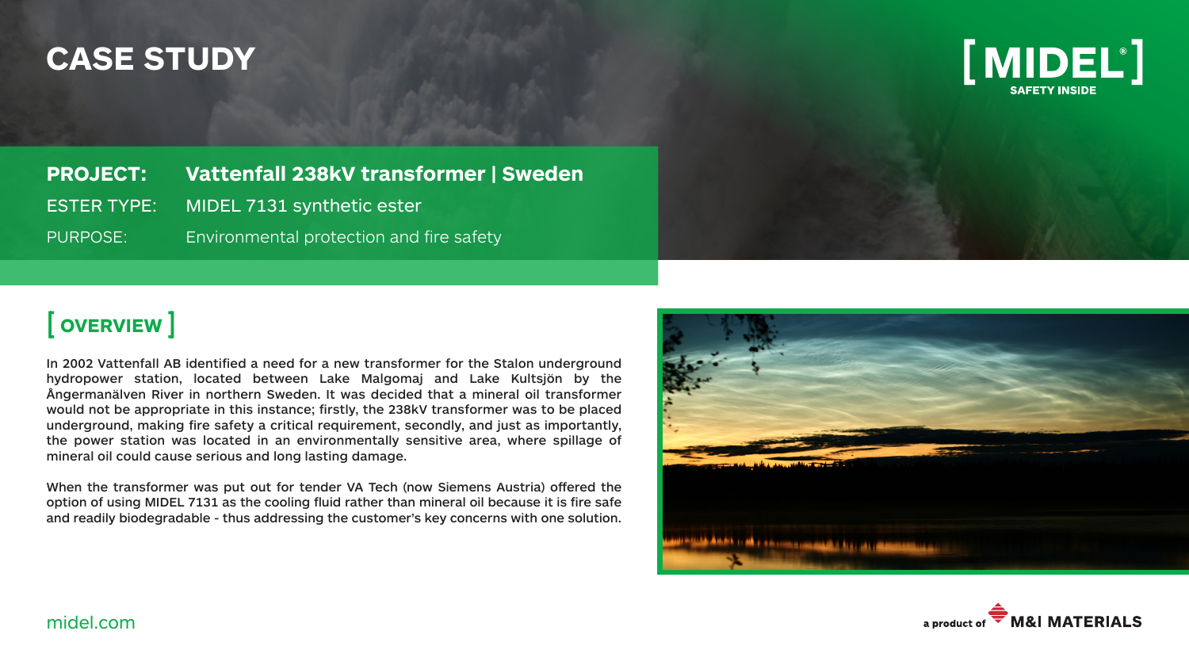# CASE STUDY

[ MIDEL® ]
SAFETY INSIDE

**PROJECT:** **Vattenfall 238kV transformer | Sweden**

ESTER TYPE: MIDEL 7131 synthetic ester

PURPOSE: Environmental protection and fire safety

## [ OVERVIEW ]

In 2002 Vattenfall AB identified a need for a new transformer for the Stalon underground hydropower station, located between Lake Malgomaj and Lake Kultsjön by the Ångermanälven River in northern Sweden. It was decided that a mineral oil transformer would not be appropriate in this instance; firstly, the 238kV transformer was to be placed underground, making fire safety a critical requirement, secondly, and just as importantly, the power station was located in an environmentally sensitive area, where spillage of mineral oil could cause serious and long lasting damage.

When the transformer was put out for tender VA Tech (now Siemens Austria) offered the option of using MIDEL 7131 as the cooling fluid rather than mineral oil because it is fire safe and readily biodegradable - thus addressing the customer's key concerns with one solution.

midel.com

a product of M&I MATERIALS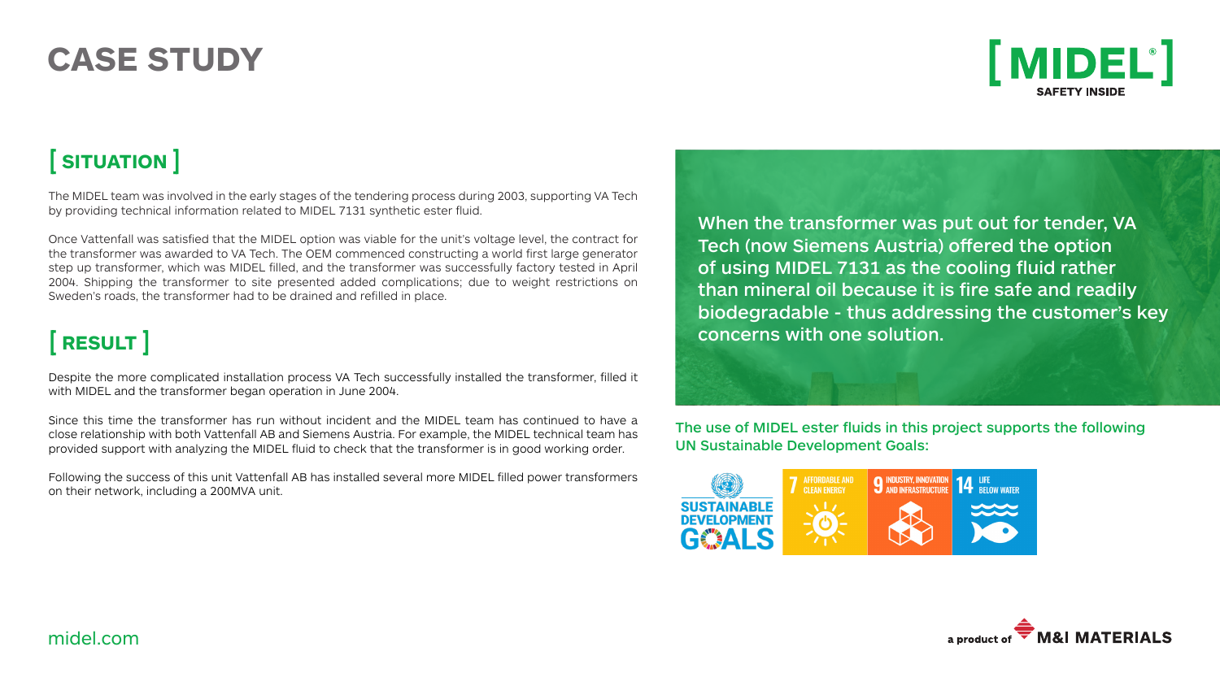# CASE STUDY

## [ SITUATION ]

The MIDEL team was involved in the early stages of the tendering process during 2003, supporting VA Tech by providing technical information related to MIDEL 7131 synthetic ester fluid.

Once Vattenfall was satisfied that the MIDEL option was viable for the unit's voltage level, the contract for the transformer was awarded to VA Tech. The OEM commenced constructing a world first large generator step up transformer, which was MIDEL filled, and the transformer was successfully factory tested in April 2004. Shipping the transformer to site presented added complications; due to weight restrictions on Sweden's roads, the transformer had to be drained and refilled in place.

## [ RESULT ]

Despite the more complicated installation process VA Tech successfully installed the transformer, filled it with MIDEL and the transformer began operation in June 2004.

Since this time the transformer has run without incident and the MIDEL team has continued to have a close relationship with both Vattenfall AB and Siemens Austria. For example, the MIDEL technical team has provided support with analyzing the MIDEL fluid to check that the transformer is in good working order.

Following the success of this unit Vattenfall AB has installed several more MIDEL filled power transformers on their network, including a 200MVA unit.

When the transformer was put out for tender, VA Tech (now Siemens Austria) offered the option of using MIDEL 7131 as the cooling fluid rather than mineral oil because it is fire safe and readily biodegradable - thus addressing the customer's key concerns with one solution.

The use of MIDEL ester fluids in this project supports the following UN Sustainable Development Goals:

SUSTAINABLE DEVELOPMENT GOALS

7 AFFORDABLE AND CLEAN ENERGY

9 INDUSTRY, INNOVATION AND INFRASTRUCTURE

14 LIFE BELOW WATER

midel.com